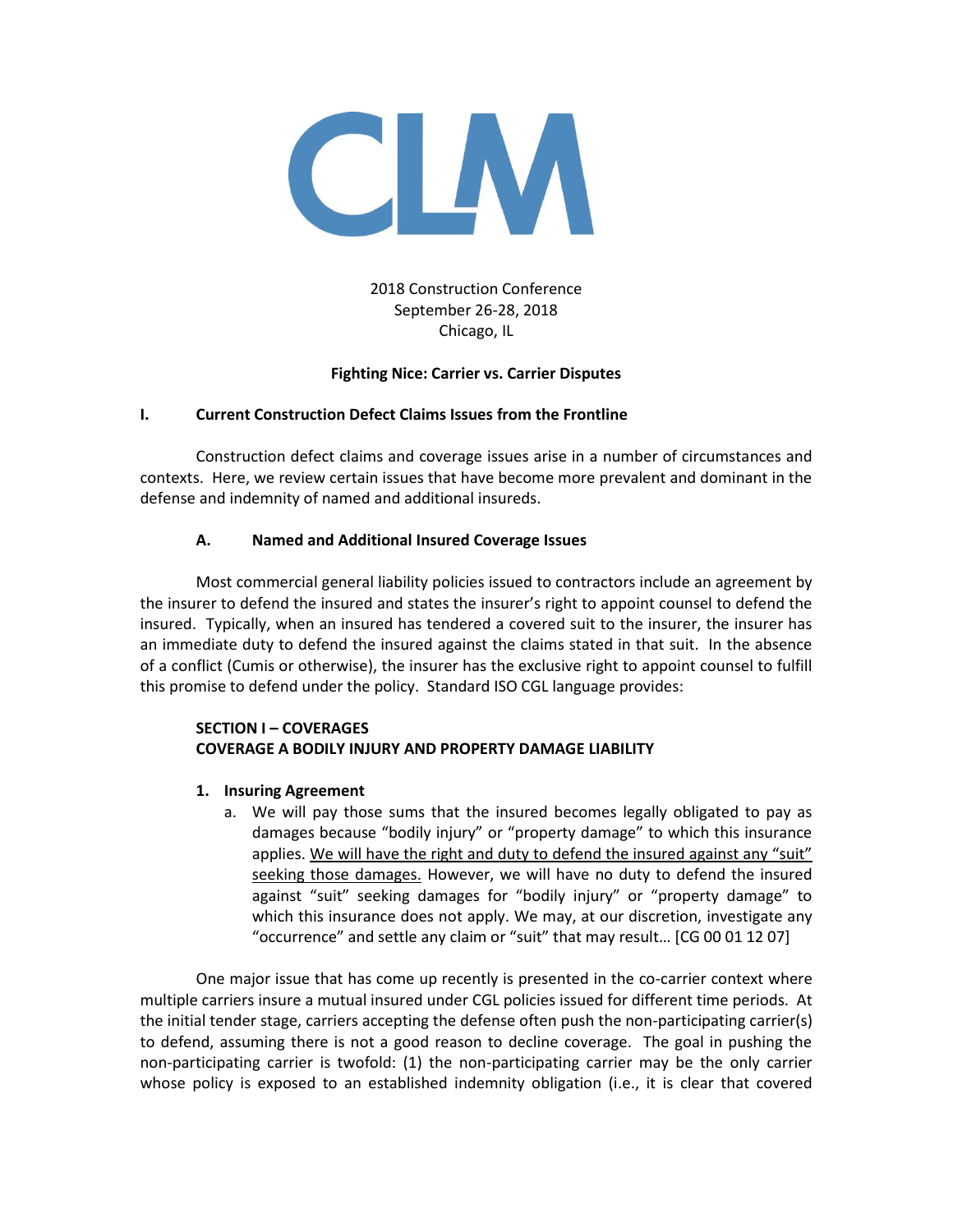CLM

2018 Construction Conference
September 26-28, 2018
Chicago, IL

**Fighting Nice: Carrier vs. Carrier Disputes**

## I. Current Construction Defect Claims Issues from the Frontline

Construction defect claims and coverage issues arise in a number of circumstances and contexts. Here, we review certain issues that have become more prevalent and dominant in the defense and indemnity of named and additional insureds.

### A. Named and Additional Insured Coverage Issues

Most commercial general liability policies issued to contractors include an agreement by the insurer to defend the insured and states the insurer's right to appoint counsel to defend the insured. Typically, when an insured has tendered a covered suit to the insurer, the insurer has an immediate duty to defend the insured against the claims stated in that suit. In the absence of a conflict (Cumis or otherwise), the insurer has the exclusive right to appoint counsel to fulfill this promise to defend under the policy. Standard ISO CGL language provides:

**SECTION I – COVERAGES**
**COVERAGE A BODILY INJURY AND PROPERTY DAMAGE LIABILITY**

1. **Insuring Agreement**
   a. We will pay those sums that the insured becomes legally obligated to pay as damages because "bodily injury" or "property damage" to which this insurance applies. <u>We will have the right and duty to defend the insured against any "suit" seeking those damages.</u> However, we will have no duty to defend the insured against "suit" seeking damages for "bodily injury" or "property damage" to which this insurance does not apply. We may, at our discretion, investigate any "occurrence" and settle any claim or "suit" that may result… [CG 00 01 12 07]

One major issue that has come up recently is presented in the co-carrier context where multiple carriers insure a mutual insured under CGL policies issued for different time periods. At the initial tender stage, carriers accepting the defense often push the non-participating carrier(s) to defend, assuming there is not a good reason to decline coverage. The goal in pushing the non-participating carrier is twofold: (1) the non-participating carrier may be the only carrier whose policy is exposed to an established indemnity obligation (i.e., it is clear that covered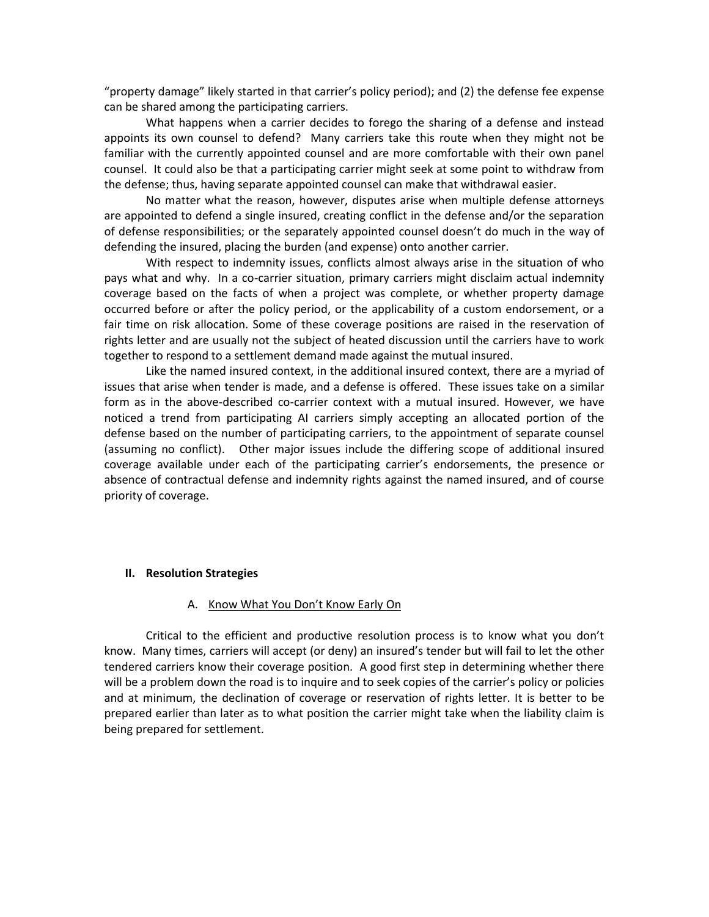"property damage" likely started in that carrier's policy period); and (2) the defense fee expense can be shared among the participating carriers.

What happens when a carrier decides to forego the sharing of a defense and instead appoints its own counsel to defend? Many carriers take this route when they might not be familiar with the currently appointed counsel and are more comfortable with their own panel counsel. It could also be that a participating carrier might seek at some point to withdraw from the defense; thus, having separate appointed counsel can make that withdrawal easier.

No matter what the reason, however, disputes arise when multiple defense attorneys are appointed to defend a single insured, creating conflict in the defense and/or the separation of defense responsibilities; or the separately appointed counsel doesn't do much in the way of defending the insured, placing the burden (and expense) onto another carrier.

With respect to indemnity issues, conflicts almost always arise in the situation of who pays what and why. In a co-carrier situation, primary carriers might disclaim actual indemnity coverage based on the facts of when a project was complete, or whether property damage occurred before or after the policy period, or the applicability of a custom endorsement, or a fair time on risk allocation. Some of these coverage positions are raised in the reservation of rights letter and are usually not the subject of heated discussion until the carriers have to work together to respond to a settlement demand made against the mutual insured.

Like the named insured context, in the additional insured context, there are a myriad of issues that arise when tender is made, and a defense is offered. These issues take on a similar form as in the above-described co-carrier context with a mutual insured. However, we have noticed a trend from participating AI carriers simply accepting an allocated portion of the defense based on the number of participating carriers, to the appointment of separate counsel (assuming no conflict). Other major issues include the differing scope of additional insured coverage available under each of the participating carrier's endorsements, the presence or absence of contractual defense and indemnity rights against the named insured, and of course priority of coverage.

## II. Resolution Strategies

### A. Know What You Don't Know Early On

Critical to the efficient and productive resolution process is to know what you don't know. Many times, carriers will accept (or deny) an insured's tender but will fail to let the other tendered carriers know their coverage position. A good first step in determining whether there will be a problem down the road is to inquire and to seek copies of the carrier's policy or policies and at minimum, the declination of coverage or reservation of rights letter. It is better to be prepared earlier than later as to what position the carrier might take when the liability claim is being prepared for settlement.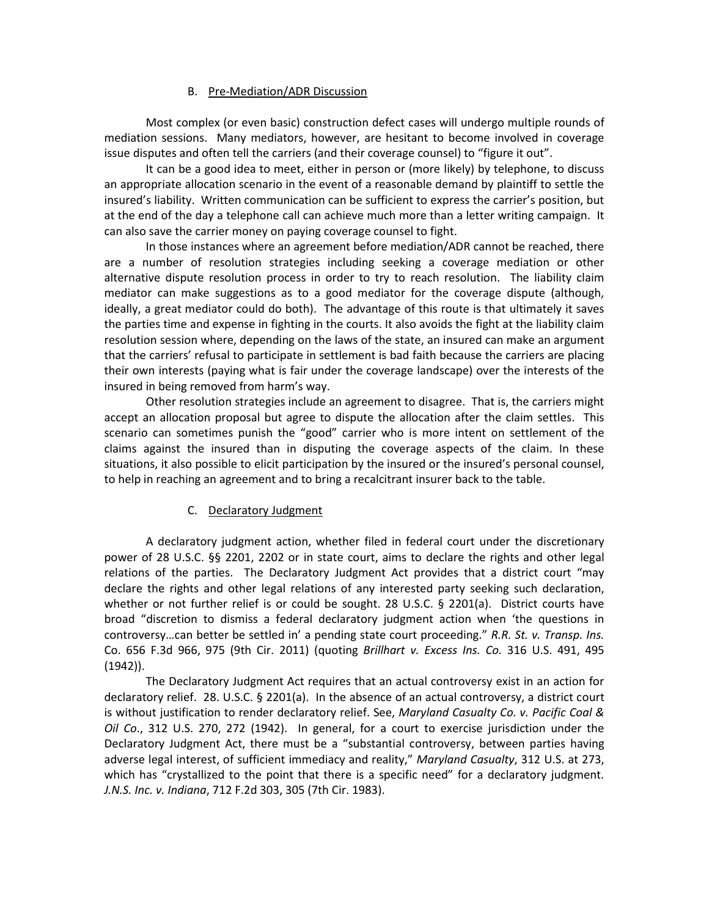### B. Pre-Mediation/ADR Discussion

Most complex (or even basic) construction defect cases will undergo multiple rounds of mediation sessions. Many mediators, however, are hesitant to become involved in coverage issue disputes and often tell the carriers (and their coverage counsel) to "figure it out".

It can be a good idea to meet, either in person or (more likely) by telephone, to discuss an appropriate allocation scenario in the event of a reasonable demand by plaintiff to settle the insured's liability. Written communication can be sufficient to express the carrier's position, but at the end of the day a telephone call can achieve much more than a letter writing campaign. It can also save the carrier money on paying coverage counsel to fight.

In those instances where an agreement before mediation/ADR cannot be reached, there are a number of resolution strategies including seeking a coverage mediation or other alternative dispute resolution process in order to try to reach resolution. The liability claim mediator can make suggestions as to a good mediator for the coverage dispute (although, ideally, a great mediator could do both). The advantage of this route is that ultimately it saves the parties time and expense in fighting in the courts. It also avoids the fight at the liability claim resolution session where, depending on the laws of the state, an insured can make an argument that the carriers' refusal to participate in settlement is bad faith because the carriers are placing their own interests (paying what is fair under the coverage landscape) over the interests of the insured in being removed from harm's way.

Other resolution strategies include an agreement to disagree. That is, the carriers might accept an allocation proposal but agree to dispute the allocation after the claim settles. This scenario can sometimes punish the "good" carrier who is more intent on settlement of the claims against the insured than in disputing the coverage aspects of the claim. In these situations, it also possible to elicit participation by the insured or the insured's personal counsel, to help in reaching an agreement and to bring a recalcitrant insurer back to the table.

### C. Declaratory Judgment

A declaratory judgment action, whether filed in federal court under the discretionary power of 28 U.S.C. §§ 2201, 2202 or in state court, aims to declare the rights and other legal relations of the parties. The Declaratory Judgment Act provides that a district court "may declare the rights and other legal relations of any interested party seeking such declaration, whether or not further relief is or could be sought. 28 U.S.C. § 2201(a). District courts have broad "discretion to dismiss a federal declaratory judgment action when 'the questions in controversy…can better be settled in' a pending state court proceeding." *R.R. St. v. Transp. Ins.* Co. 656 F.3d 966, 975 (9th Cir. 2011) (quoting *Brillhart v. Excess Ins. Co.* 316 U.S. 491, 495 (1942)).

The Declaratory Judgment Act requires that an actual controversy exist in an action for declaratory relief. 28. U.S.C. § 2201(a). In the absence of an actual controversy, a district court is without justification to render declaratory relief. See, *Maryland Casualty Co. v. Pacific Coal & Oil Co*., 312 U.S. 270, 272 (1942). In general, for a court to exercise jurisdiction under the Declaratory Judgment Act, there must be a "substantial controversy, between parties having adverse legal interest, of sufficient immediacy and reality," *Maryland Casualty*, 312 U.S. at 273, which has "crystallized to the point that there is a specific need" for a declaratory judgment. *J.N.S. Inc. v. Indiana*, 712 F.2d 303, 305 (7th Cir. 1983).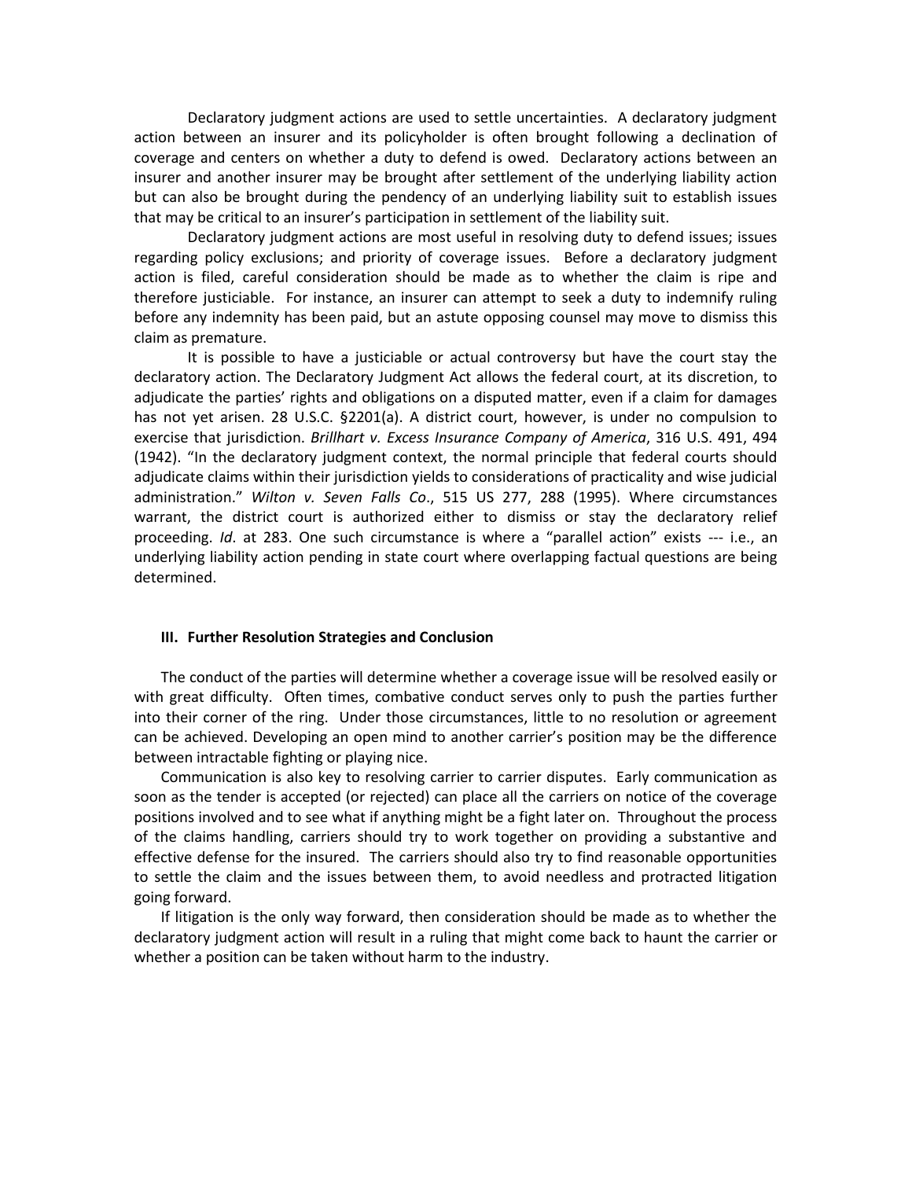Declaratory judgment actions are used to settle uncertainties. A declaratory judgment action between an insurer and its policyholder is often brought following a declination of coverage and centers on whether a duty to defend is owed. Declaratory actions between an insurer and another insurer may be brought after settlement of the underlying liability action but can also be brought during the pendency of an underlying liability suit to establish issues that may be critical to an insurer's participation in settlement of the liability suit.

Declaratory judgment actions are most useful in resolving duty to defend issues; issues regarding policy exclusions; and priority of coverage issues. Before a declaratory judgment action is filed, careful consideration should be made as to whether the claim is ripe and therefore justiciable. For instance, an insurer can attempt to seek a duty to indemnify ruling before any indemnity has been paid, but an astute opposing counsel may move to dismiss this claim as premature.

It is possible to have a justiciable or actual controversy but have the court stay the declaratory action. The Declaratory Judgment Act allows the federal court, at its discretion, to adjudicate the parties' rights and obligations on a disputed matter, even if a claim for damages has not yet arisen. 28 U.S.C. §2201(a). A district court, however, is under no compulsion to exercise that jurisdiction. *Brillhart v. Excess Insurance Company of America*, 316 U.S. 491, 494 (1942). "In the declaratory judgment context, the normal principle that federal courts should adjudicate claims within their jurisdiction yields to considerations of practicality and wise judicial administration." *Wilton v. Seven Falls Co*., 515 US 277, 288 (1995). Where circumstances warrant, the district court is authorized either to dismiss or stay the declaratory relief proceeding. *Id*. at 283. One such circumstance is where a "parallel action" exists --- i.e., an underlying liability action pending in state court where overlapping factual questions are being determined.

## III. Further Resolution Strategies and Conclusion

The conduct of the parties will determine whether a coverage issue will be resolved easily or with great difficulty. Often times, combative conduct serves only to push the parties further into their corner of the ring. Under those circumstances, little to no resolution or agreement can be achieved. Developing an open mind to another carrier's position may be the difference between intractable fighting or playing nice.

Communication is also key to resolving carrier to carrier disputes. Early communication as soon as the tender is accepted (or rejected) can place all the carriers on notice of the coverage positions involved and to see what if anything might be a fight later on. Throughout the process of the claims handling, carriers should try to work together on providing a substantive and effective defense for the insured. The carriers should also try to find reasonable opportunities to settle the claim and the issues between them, to avoid needless and protracted litigation going forward.

If litigation is the only way forward, then consideration should be made as to whether the declaratory judgment action will result in a ruling that might come back to haunt the carrier or whether a position can be taken without harm to the industry.